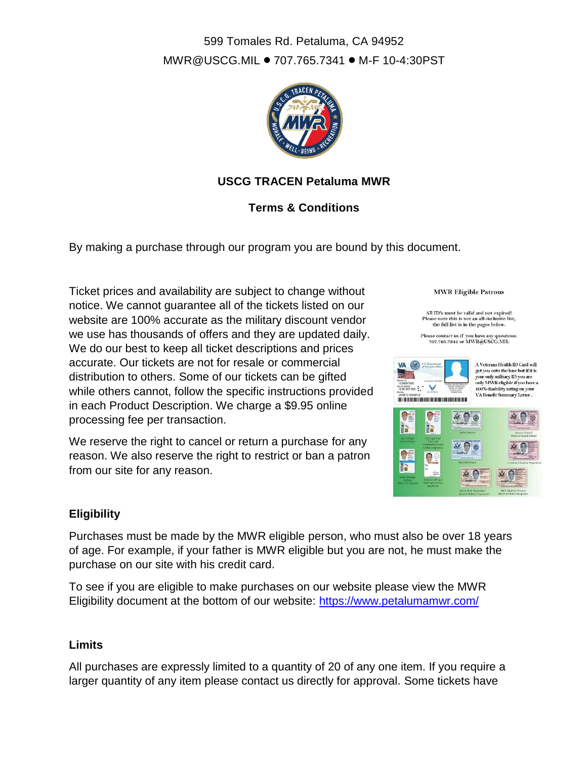599 Tomales Rd. Petaluma, CA 94952

MWR@USCG.MIL ● 707.765.7341 ● M-F 10-4:30PST

**USCG TRACEN Petaluma MWR**

**Terms & Conditions**

By making a purchase through our program you are bound by this document.

Ticket prices and availability are subject to change without notice. We cannot guarantee all of the tickets listed on our website are 100% accurate as the military discount vendor we use has thousands of offers and they are updated daily. We do our best to keep all ticket descriptions and prices accurate. Our tickets are not for resale or commercial distribution to others. Some of our tickets can be gifted while others cannot, follow the specific instructions provided in each Product Description. We charge a $9.95 online processing fee per transaction.

We reserve the right to cancel or return a purchase for any reason. We also reserve the right to restrict or ban a patron from our site for any reason.

MWR Eligible Patrons

All ID's must be valid and not expired! Please note this is not an all-inclusive list, the full list is in the pages below.

Please contact us if you have any questions: 707.765.7341 or MWR@USCG.MIL

A Veterans Health ID Card will get you onto the base but if it is your only military ID you are only MWR eligible if you have a 100% disability rating on your VA Benefit Summary Letter.

## Eligibility

Purchases must be made by the MWR eligible person, who must also be over 18 years of age. For example, if your father is MWR eligible but you are not, he must make the purchase on our site with his credit card.

To see if you are eligible to make purchases on our website please view the MWR Eligibility document at the bottom of our website: https://www.petalumamwr.com/

## Limits

All purchases are expressly limited to a quantity of 20 of any one item. If you require a larger quantity of any item please contact us directly for approval. Some tickets have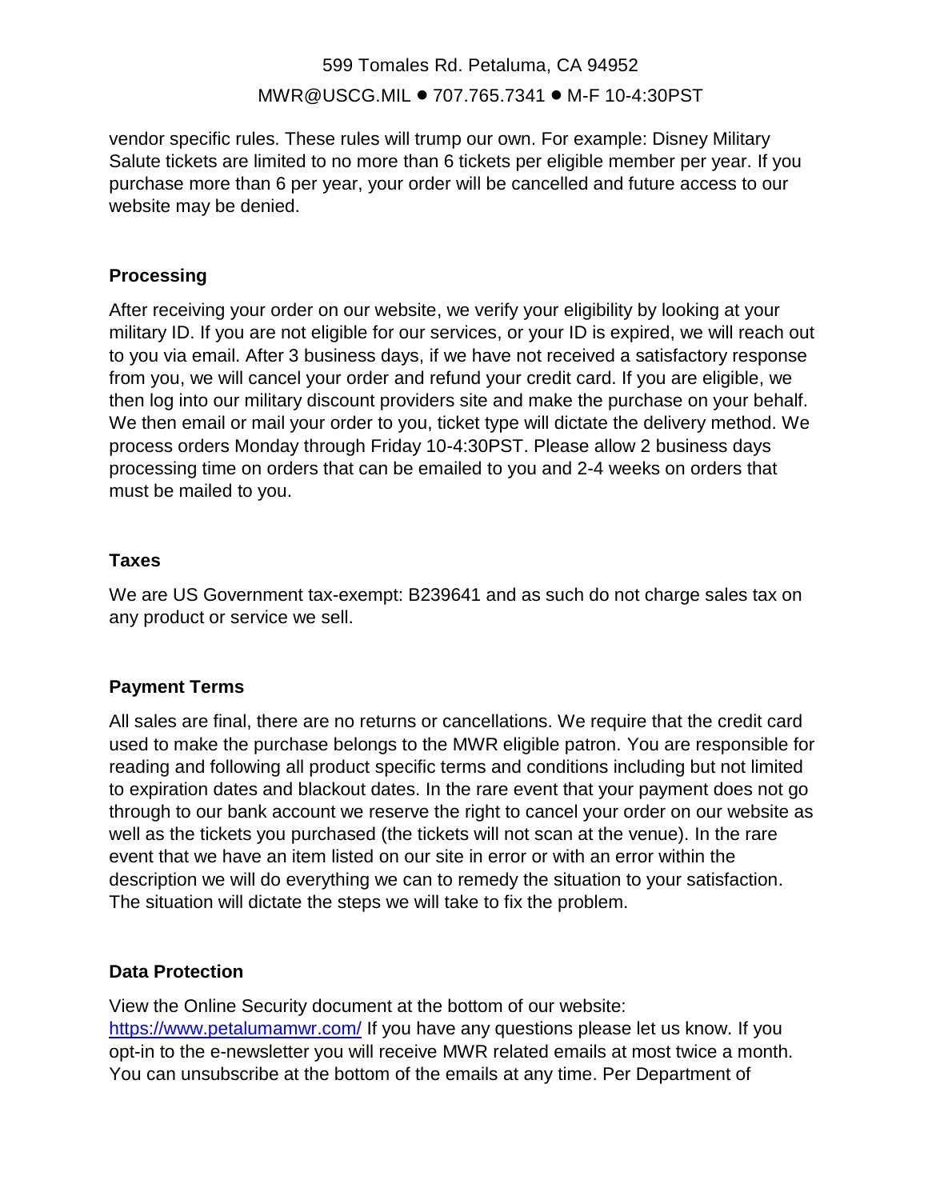vendor specific rules. These rules will trump our own. For example: Disney Military Salute tickets are limited to no more than 6 tickets per eligible member per year. If you purchase more than 6 per year, your order will be cancelled and future access to our website may be denied.

**Processing**

After receiving your order on our website, we verify your eligibility by looking at your military ID. If you are not eligible for our services, or your ID is expired, we will reach out to you via email. After 3 business days, if we have not received a satisfactory response from you, we will cancel your order and refund your credit card. If you are eligible, we then log into our military discount providers site and make the purchase on your behalf. We then email or mail your order to you, ticket type will dictate the delivery method. We process orders Monday through Friday 10-4:30PST. Please allow 2 business days processing time on orders that can be emailed to you and 2-4 weeks on orders that must be mailed to you.

**Taxes**

We are US Government tax-exempt: B239641 and as such do not charge sales tax on any product or service we sell.

**Payment Terms**

All sales are final, there are no returns or cancellations. We require that the credit card used to make the purchase belongs to the MWR eligible patron. You are responsible for reading and following all product specific terms and conditions including but not limited to expiration dates and blackout dates. In the rare event that your payment does not go through to our bank account we reserve the right to cancel your order on our website as well as the tickets you purchased (the tickets will not scan at the venue). In the rare event that we have an item listed on our site in error or with an error within the description we will do everything we can to remedy the situation to your satisfaction. The situation will dictate the steps we will take to fix the problem.

**Data Protection**

View the Online Security document at the bottom of our website: [https://www.petalumamwr.com/](https://www.petalumamwr.com/) If you have any questions please let us know. If you opt-in to the e-newsletter you will receive MWR related emails at most twice a month. You can unsubscribe at the bottom of the emails at any time. Per Department of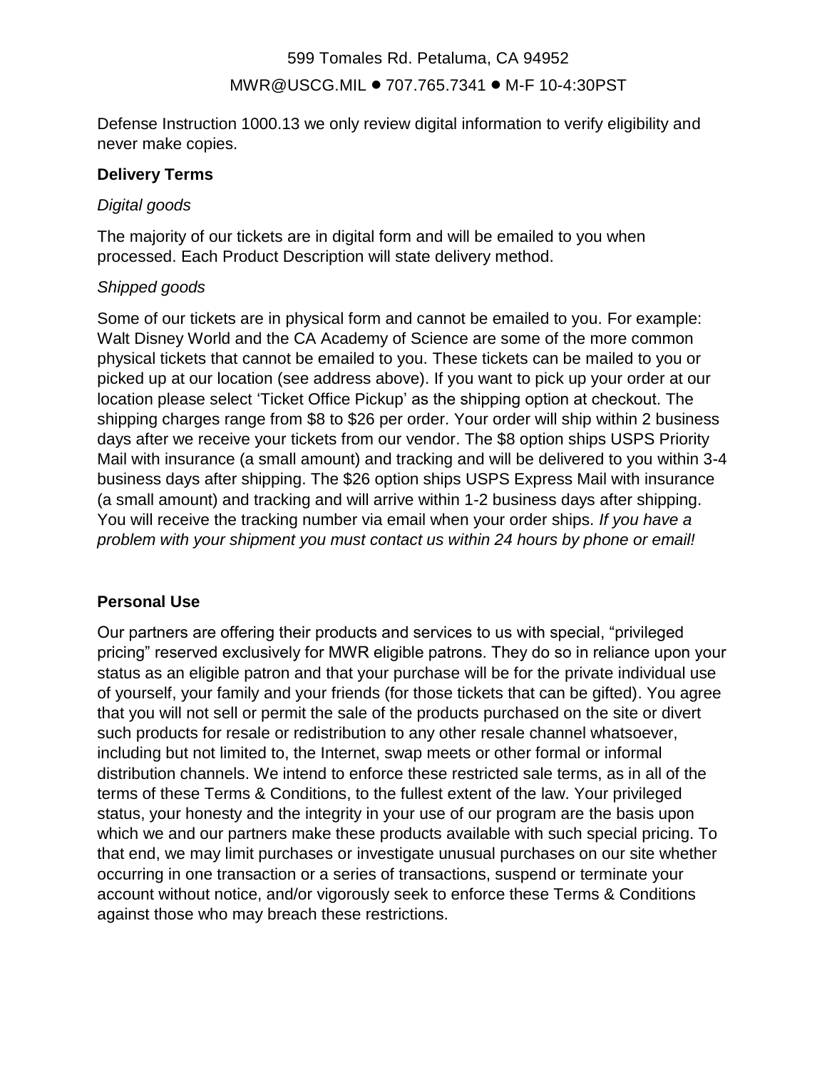Defense Instruction 1000.13 we only review digital information to verify eligibility and never make copies.

**Delivery Terms**

*Digital goods*

The majority of our tickets are in digital form and will be emailed to you when processed. Each Product Description will state delivery method.

*Shipped goods*

Some of our tickets are in physical form and cannot be emailed to you. For example: Walt Disney World and the CA Academy of Science are some of the more common physical tickets that cannot be emailed to you. These tickets can be mailed to you or picked up at our location (see address above). If you want to pick up your order at our location please select 'Ticket Office Pickup' as the shipping option at checkout. The shipping charges range from $8 to $26 per order. Your order will ship within 2 business days after we receive your tickets from our vendor. The $8 option ships USPS Priority Mail with insurance (a small amount) and tracking and will be delivered to you within 3-4 business days after shipping. The $26 option ships USPS Express Mail with insurance (a small amount) and tracking and will arrive within 1-2 business days after shipping. You will receive the tracking number via email when your order ships. *If you have a problem with your shipment you must contact us within 24 hours by phone or email!*

**Personal Use**

Our partners are offering their products and services to us with special, "privileged pricing" reserved exclusively for MWR eligible patrons. They do so in reliance upon your status as an eligible patron and that your purchase will be for the private individual use of yourself, your family and your friends (for those tickets that can be gifted). You agree that you will not sell or permit the sale of the products purchased on the site or divert such products for resale or redistribution to any other resale channel whatsoever, including but not limited to, the Internet, swap meets or other formal or informal distribution channels. We intend to enforce these restricted sale terms, as in all of the terms of these Terms & Conditions, to the fullest extent of the law. Your privileged status, your honesty and the integrity in your use of our program are the basis upon which we and our partners make these products available with such special pricing. To that end, we may limit purchases or investigate unusual purchases on our site whether occurring in one transaction or a series of transactions, suspend or terminate your account without notice, and/or vigorously seek to enforce these Terms & Conditions against those who may breach these restrictions.